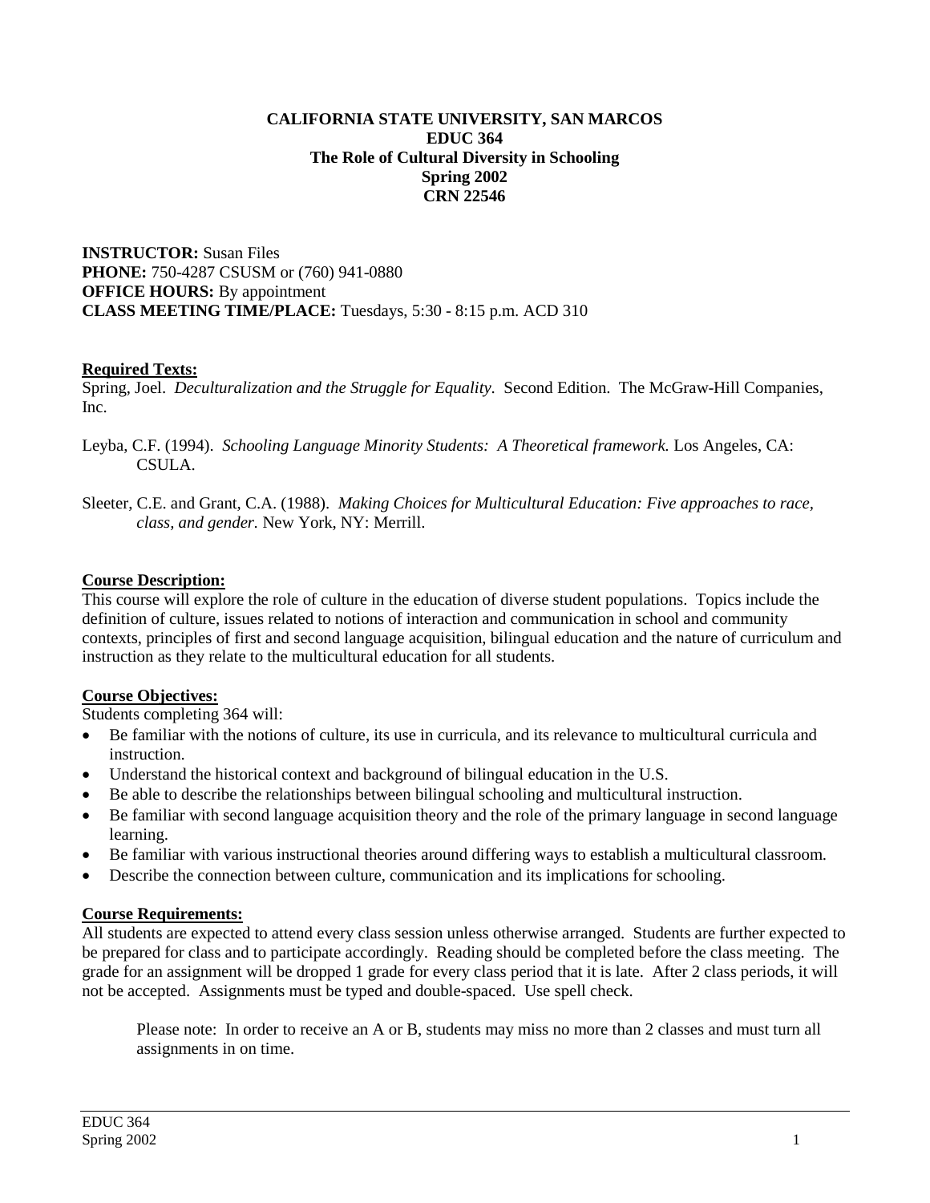**CALIFORNIA STATE UNIVERSITY, SAN MARCOS**
**EDUC 364**
**The Role of Cultural Diversity in Schooling**
**Spring 2002**
**CRN 22546**

**INSTRUCTOR:** Susan Files
**PHONE:** 750-4287 CSUSM or (760) 941-0880
**OFFICE HOURS:** By appointment
**CLASS MEETING TIME/PLACE:** Tuesdays, 5:30 - 8:15 p.m. ACD 310

## Required Texts:

Spring, Joel. *Deculturalization and the Struggle for Equality*. Second Edition. The McGraw-Hill Companies, Inc.

Leyba, C.F. (1994). *Schooling Language Minority Students: A Theoretical framework.* Los Angeles, CA: CSULA.

Sleeter, C.E. and Grant, C.A. (1988). *Making Choices for Multicultural Education: Five approaches to race, class, and gender.* New York, NY: Merrill.

## Course Description:

This course will explore the role of culture in the education of diverse student populations. Topics include the definition of culture, issues related to notions of interaction and communication in school and community contexts, principles of first and second language acquisition, bilingual education and the nature of curriculum and instruction as they relate to the multicultural education for all students.

## Course Objectives:

Students completing 364 will:

- Be familiar with the notions of culture, its use in curricula, and its relevance to multicultural curricula and instruction.
- Understand the historical context and background of bilingual education in the U.S.
- Be able to describe the relationships between bilingual schooling and multicultural instruction.
- Be familiar with second language acquisition theory and the role of the primary language in second language learning.
- Be familiar with various instructional theories around differing ways to establish a multicultural classroom.
- Describe the connection between culture, communication and its implications for schooling.

## Course Requirements:

All students are expected to attend every class session unless otherwise arranged. Students are further expected to be prepared for class and to participate accordingly. Reading should be completed before the class meeting. The grade for an assignment will be dropped 1 grade for every class period that it is late. After 2 class periods, it will not be accepted. Assignments must be typed and double-spaced. Use spell check.

> Please note: In order to receive an A or B, students may miss no more than 2 classes and must turn all assignments in on time.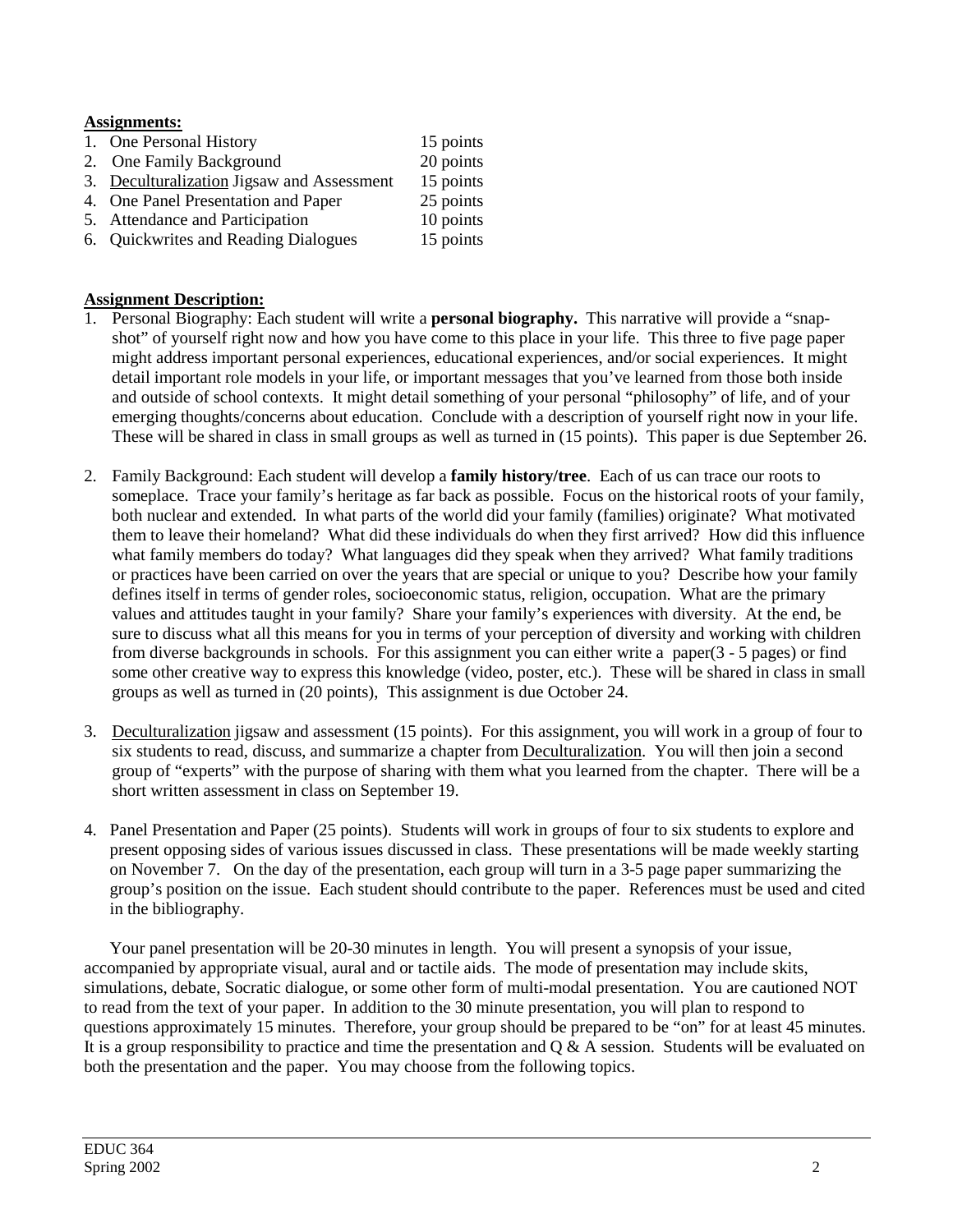**<u>Assignments:</u>**

1. One Personal History 15 points
2. One Family Background 20 points
3. <u>Deculturalization</u> Jigsaw and Assessment 15 points
4. One Panel Presentation and Paper 25 points
5. Attendance and Participation 10 points
6. Quickwrites and Reading Dialogues 15 points

**<u>Assignment Description:</u>**

1. Personal Biography: Each student will write a **personal biography.** This narrative will provide a "snap-shot" of yourself right now and how you have come to this place in your life. This three to five page paper might address important personal experiences, educational experiences, and/or social experiences. It might detail important role models in your life, or important messages that you've learned from those both inside and outside of school contexts. It might detail something of your personal "philosophy" of life, and of your emerging thoughts/concerns about education. Conclude with a description of yourself right now in your life. These will be shared in class in small groups as well as turned in (15 points). This paper is due September 26.

2. Family Background: Each student will develop a **family history/tree**. Each of us can trace our roots to someplace. Trace your family's heritage as far back as possible. Focus on the historical roots of your family, both nuclear and extended. In what parts of the world did your family (families) originate? What motivated them to leave their homeland? What did these individuals do when they first arrived? How did this influence what family members do today? What languages did they speak when they arrived? What family traditions or practices have been carried on over the years that are special or unique to you? Describe how your family defines itself in terms of gender roles, socioeconomic status, religion, occupation. What are the primary values and attitudes taught in your family? Share your family's experiences with diversity. At the end, be sure to discuss what all this means for you in terms of your perception of diversity and working with children from diverse backgrounds in schools. For this assignment you can either write a paper(3 - 5 pages) or find some other creative way to express this knowledge (video, poster, etc.). These will be shared in class in small groups as well as turned in (20 points), This assignment is due October 24.

3. <u>Deculturalization</u> jigsaw and assessment (15 points). For this assignment, you will work in a group of four to six students to read, discuss, and summarize a chapter from <u>Deculturalization</u>. You will then join a second group of "experts" with the purpose of sharing with them what you learned from the chapter. There will be a short written assessment in class on September 19.

4. Panel Presentation and Paper (25 points). Students will work in groups of four to six students to explore and present opposing sides of various issues discussed in class. These presentations will be made weekly starting on November 7. On the day of the presentation, each group will turn in a 3-5 page paper summarizing the group's position on the issue. Each student should contribute to the paper. References must be used and cited in the bibliography.

Your panel presentation will be 20-30 minutes in length. You will present a synopsis of your issue, accompanied by appropriate visual, aural and or tactile aids. The mode of presentation may include skits, simulations, debate, Socratic dialogue, or some other form of multi-modal presentation. You are cautioned NOT to read from the text of your paper. In addition to the 30 minute presentation, you will plan to respond to questions approximately 15 minutes. Therefore, your group should be prepared to be "on" for at least 45 minutes. It is a group responsibility to practice and time the presentation and Q & A session. Students will be evaluated on both the presentation and the paper. You may choose from the following topics.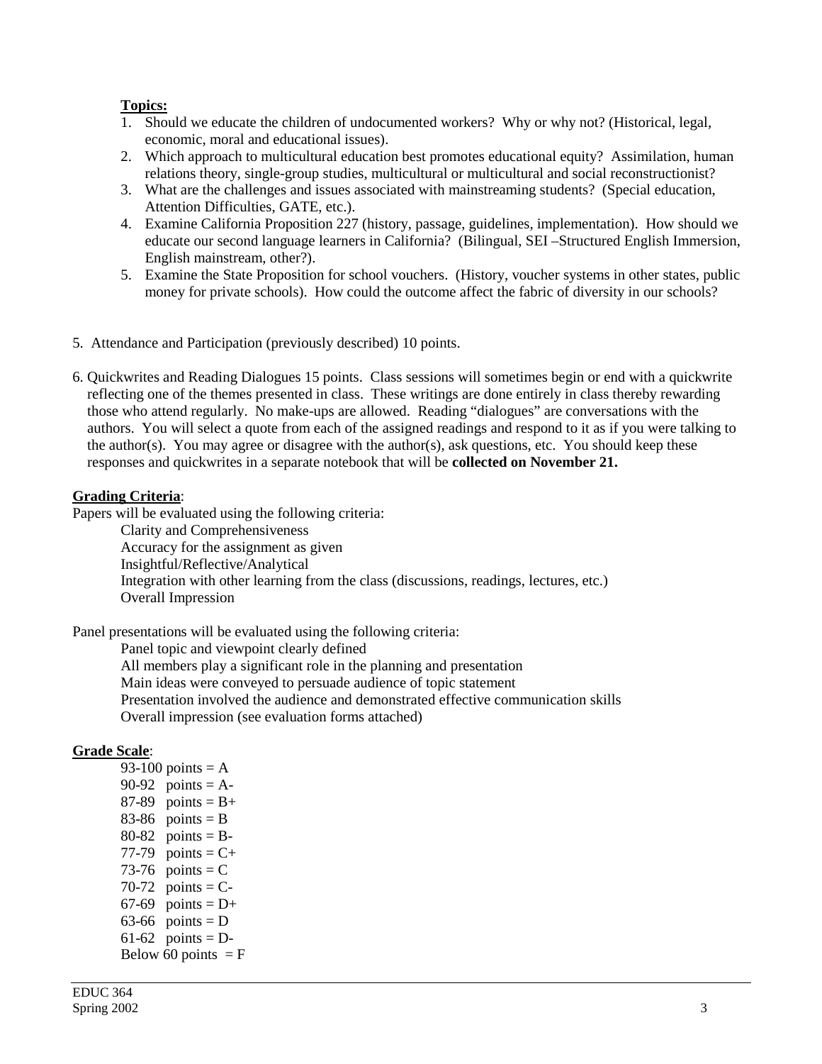**Topics:**

1. Should we educate the children of undocumented workers? Why or why not? (Historical, legal, economic, moral and educational issues).
2. Which approach to multicultural education best promotes educational equity? Assimilation, human relations theory, single-group studies, multicultural or multicultural and social reconstructionist?
3. What are the challenges and issues associated with mainstreaming students? (Special education, Attention Difficulties, GATE, etc.).
4. Examine California Proposition 227 (history, passage, guidelines, implementation). How should we educate our second language learners in California? (Bilingual, SEI –Structured English Immersion, English mainstream, other?).
5. Examine the State Proposition for school vouchers. (History, voucher systems in other states, public money for private schools). How could the outcome affect the fabric of diversity in our schools?

5. Attendance and Participation (previously described) 10 points.

6. Quickwrites and Reading Dialogues 15 points. Class sessions will sometimes begin or end with a quickwrite reflecting one of the themes presented in class. These writings are done entirely in class thereby rewarding those who attend regularly. No make-ups are allowed. Reading "dialogues" are conversations with the authors. You will select a quote from each of the assigned readings and respond to it as if you were talking to the author(s). You may agree or disagree with the author(s), ask questions, etc. You should keep these responses and quickwrites in a separate notebook that will be **collected on November 21.**

**Grading Criteria**:

Papers will be evaluated using the following criteria:

- Clarity and Comprehensiveness
- Accuracy for the assignment as given
- Insightful/Reflective/Analytical
- Integration with other learning from the class (discussions, readings, lectures, etc.)
- Overall Impression

Panel presentations will be evaluated using the following criteria:

- Panel topic and viewpoint clearly defined
- All members play a significant role in the planning and presentation
- Main ideas were conveyed to persuade audience of topic statement
- Presentation involved the audience and demonstrated effective communication skills
- Overall impression (see evaluation forms attached)

**Grade Scale**:

- 93-100 points = A
- 90-92 points = A-
- 87-89 points = B+
- 83-86 points = B
- 80-82 points = B-
- 77-79 points = C+
- 73-76 points = C
- 70-72 points = C-
- 67-69 points = D+
- 63-66 points = D
- 61-62 points = D-
- Below 60 points = F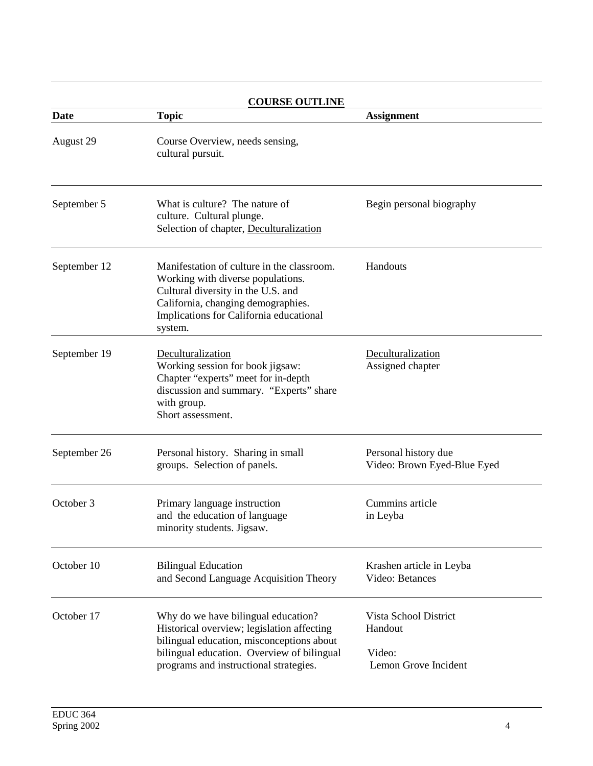## COURSE OUTLINE

| Date | Topic | Assignment |
|---|---|---|
| August 29 | Course Overview, needs sensing, cultural pursuit. | |
| September 5 | What is culture? The nature of culture. Cultural plunge. Selection of chapter, Deculturalization | Begin personal biography |
| September 12 | Manifestation of culture in the classroom. Working with diverse populations. Cultural diversity in the U.S. and California, changing demographies. Implications for California educational system. | Handouts |
| September 19 | Deculturalization<br>Working session for book jigsaw: Chapter "experts" meet for in-depth discussion and summary. "Experts" share with group.<br>Short assessment. | Deculturalization<br>Assigned chapter |
| September 26 | Personal history. Sharing in small groups. Selection of panels. | Personal history due<br>Video: Brown Eyed-Blue Eyed |
| October 3 | Primary language instruction and the education of language minority students. Jigsaw. | Cummins article in Leyba |
| October 10 | Bilingual Education and Second Language Acquisition Theory | Krashen article in Leyba<br>Video: Betances |
| October 17 | Why do we have bilingual education? Historical overview; legislation affecting bilingual education, misconceptions about bilingual education. Overview of bilingual programs and instructional strategies. | Vista School District Handout<br><br>Video:<br>Lemon Grove Incident |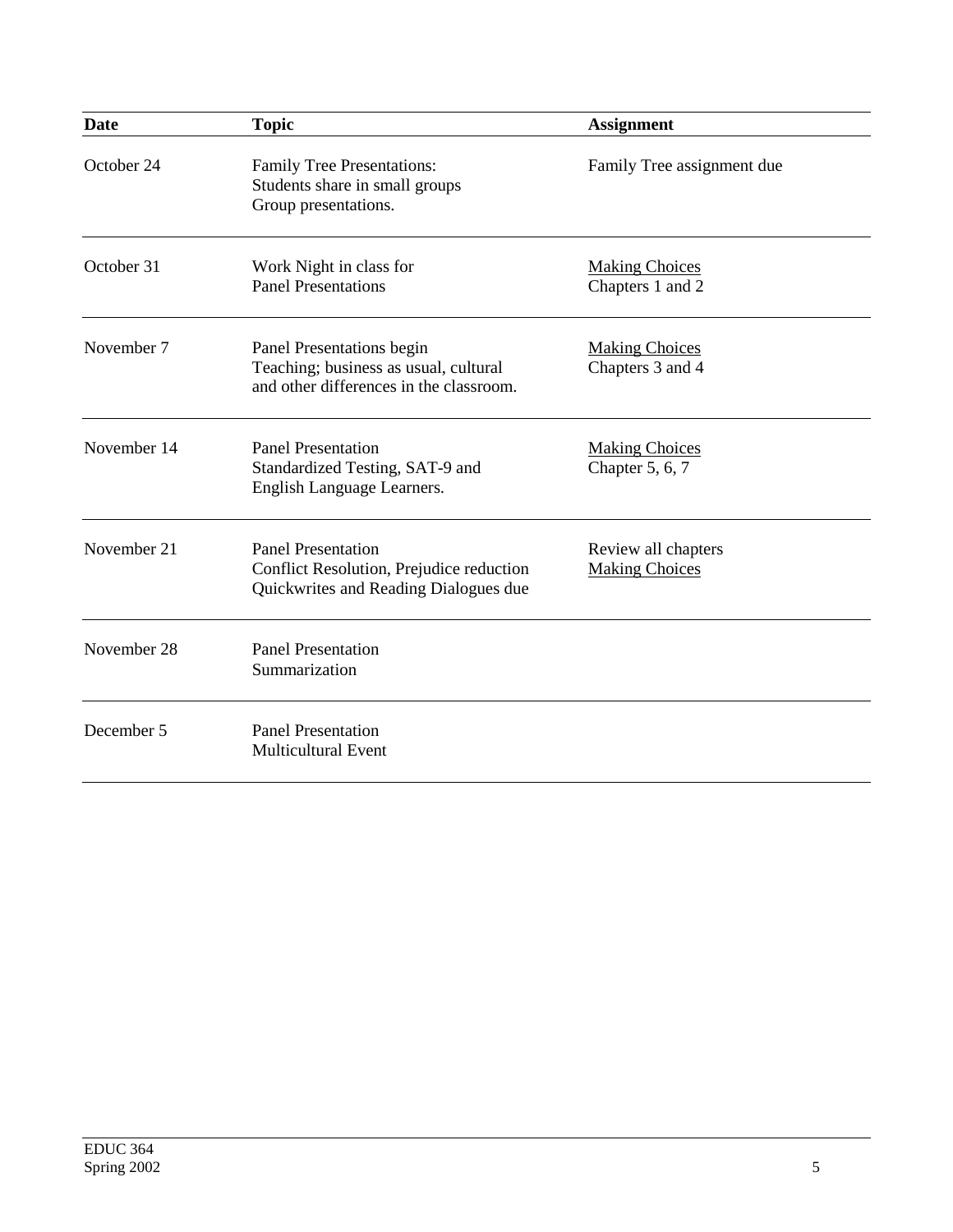| Date | Topic | Assignment |
|---|---|---|
| October 24 | Family Tree Presentations: Students share in small groups Group presentations. | Family Tree assignment due |
| October 31 | Work Night in class for Panel Presentations | Making Choices Chapters 1 and 2 |
| November 7 | Panel Presentations begin Teaching; business as usual, cultural and other differences in the classroom. | Making Choices Chapters 3 and 4 |
| November 14 | Panel Presentation Standardized Testing, SAT-9 and English Language Learners. | Making Choices Chapter 5, 6, 7 |
| November 21 | Panel Presentation Conflict Resolution, Prejudice reduction Quickwrites and Reading Dialogues due | Review all chapters Making Choices |
| November 28 | Panel Presentation Summarization | |
| December 5 | Panel Presentation Multicultural Event | |